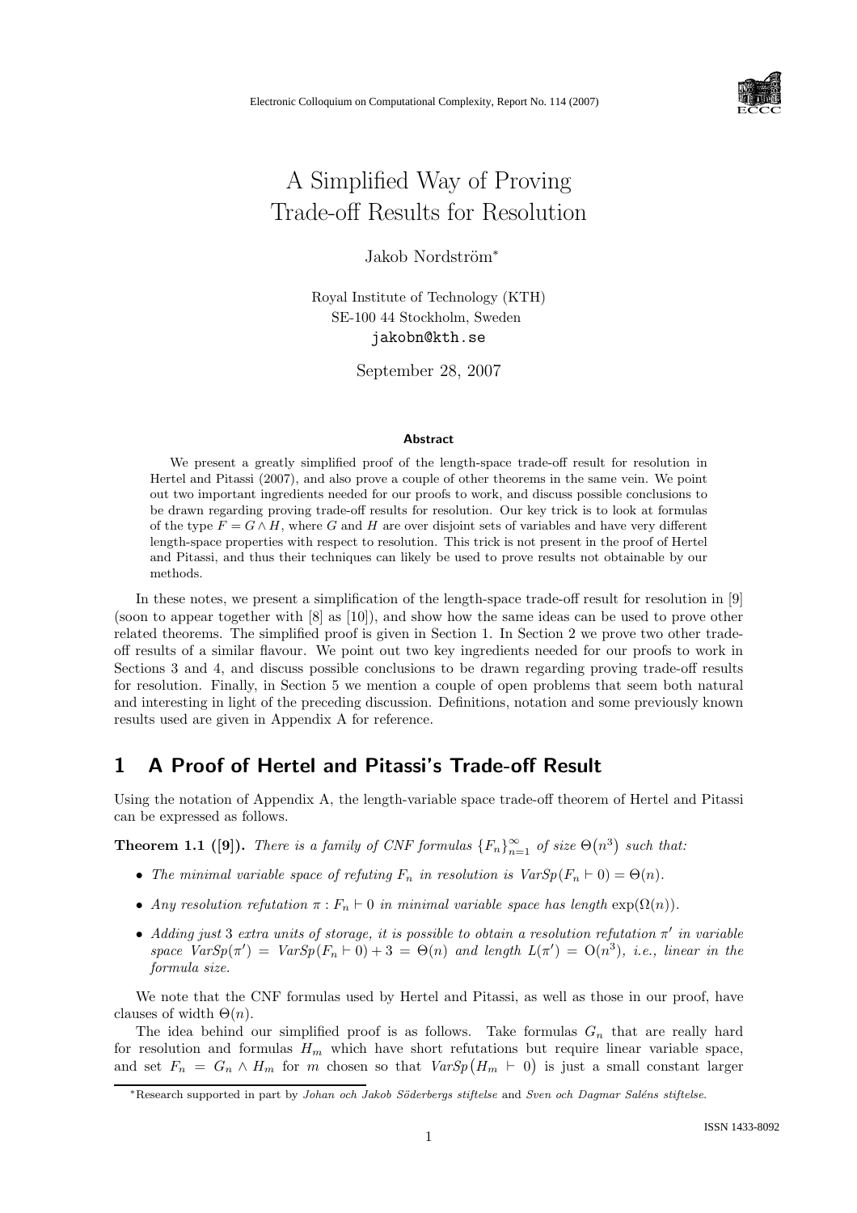# A Simplified Way of Proving Trade-off Results for Resolution

Jakob Nordström*

Royal Institute of Technology (KTH)
SE-100 44 Stockholm, Sweden
jakobn@kth.se

September 28, 2007

**Abstract**

We present a greatly simplified proof of the length-space trade-off result for resolution in Hertel and Pitassi (2007), and also prove a couple of other theorems in the same vein. We point out two important ingredients needed for our proofs to work, and discuss possible conclusions to be drawn regarding proving trade-off results for resolution. Our key trick is to look at formulas of the type $F = G \wedge H$, where $G$ and $H$ are over disjoint sets of variables and have very different length-space properties with respect to resolution. This trick is not present in the proof of Hertel and Pitassi, and thus their techniques can likely be used to prove results not obtainable by our methods.

In these notes, we present a simplification of the length-space trade-off result for resolution in [9] (soon to appear together with [8] as [10]), and show how the same ideas can be used to prove other related theorems. The simplified proof is given in Section 1. In Section 2 we prove two other trade-off results of a similar flavour. We point out two key ingredients needed for our proofs to work in Sections 3 and 4, and discuss possible conclusions to be drawn regarding proving trade-off results for resolution. Finally, in Section 5 we mention a couple of open problems that seem both natural and interesting in light of the preceding discussion. Definitions, notation and some previously known results used are given in Appendix A for reference.

## 1 A Proof of Hertel and Pitassi's Trade-off Result

Using the notation of Appendix A, the length-variable space trade-off theorem of Hertel and Pitassi can be expressed as follows.

**Theorem 1.1 ([9]).** *There is a family of CNF formulas $\{F_n\}_{n=1}^{\infty}$ of size $\Theta(n^3)$ such that:*

- *The minimal variable space of refuting $F_n$ in resolution is $VarSp(F_n \vdash 0) = \Theta(n)$.*
- *Any resolution refutation $\pi : F_n \vdash 0$ in minimal variable space has length $\exp(\Omega(n))$.*
- *Adding just 3 extra units of storage, it is possible to obtain a resolution refutation $\pi'$ in variable space $VarSp(\pi') = VarSp(F_n \vdash 0) + 3 = \Theta(n)$ and length $L(\pi') = O(n^3)$, i.e., linear in the formula size.*

We note that the CNF formulas used by Hertel and Pitassi, as well as those in our proof, have clauses of width $\Theta(n)$.

The idea behind our simplified proof is as follows. Take formulas $G_n$ that are really hard for resolution and formulas $H_m$ which have short refutations but require linear variable space, and set $F_n = G_n \wedge H_m$ for $m$ chosen so that $VarSp(H_m \vdash 0)$ is just a small constant larger

*Research supported in part by *Johan och Jakob Söderbergs stiftelse* and *Sven och Dagmar Saléns stiftelse*.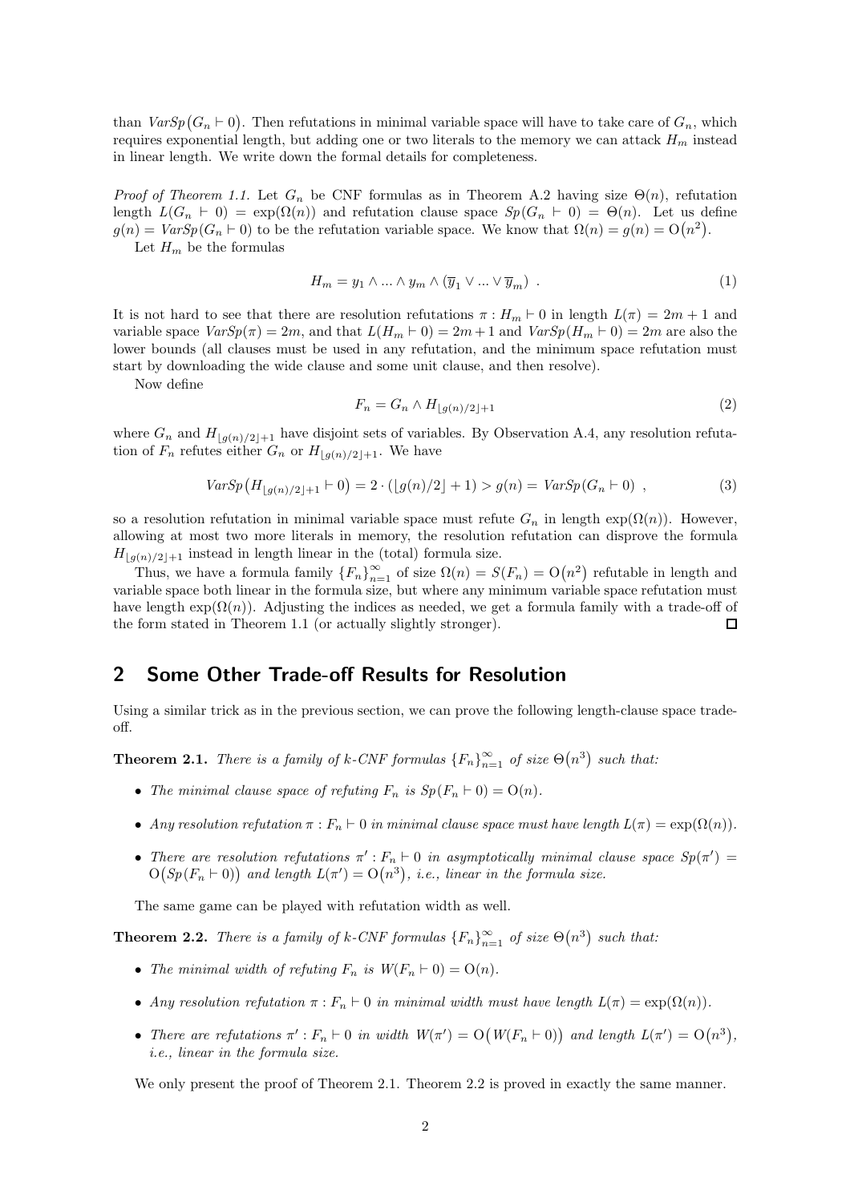than $VarSp(G_n \vdash 0)$. Then refutations in minimal variable space will have to take care of $G_n$, which requires exponential length, but adding one or two literals to the memory we can attack $H_m$ instead in linear length. We write down the formal details for completeness.

*Proof of Theorem 1.1.* Let $G_n$ be CNF formulas as in Theorem A.2 having size $\Theta(n)$, refutation length $L(G_n \vdash 0) = \exp(\Omega(n))$ and refutation clause space $Sp(G_n \vdash 0) = \Theta(n)$. Let us define $g(n) = VarSp(G_n \vdash 0)$ to be the refutation variable space. We know that $\Omega(n) = g(n) = O(n^2)$.

Let $H_m$ be the formulas

$$H_m = y_1 \wedge \ldots \wedge y_m \wedge (\overline{y}_1 \vee \ldots \vee \overline{y}_m) \ . \tag{1}$$

It is not hard to see that there are resolution refutations $\pi : H_m \vdash 0$ in length $L(\pi) = 2m + 1$ and variable space $VarSp(\pi) = 2m$, and that $L(H_m \vdash 0) = 2m+1$ and $VarSp(H_m \vdash 0) = 2m$ are also the lower bounds (all clauses must be used in any refutation, and the minimum space refutation must start by downloading the wide clause and some unit clause, and then resolve).

Now define

$$F_n = G_n \wedge H_{\lfloor g(n)/2 \rfloor + 1} \tag{2}$$

where $G_n$ and $H_{\lfloor g(n)/2 \rfloor + 1}$ have disjoint sets of variables. By Observation A.4, any resolution refutation of $F_n$ refutes either $G_n$ or $H_{\lfloor g(n)/2 \rfloor + 1}$. We have

$$VarSp\big(H_{\lfloor g(n)/2 \rfloor + 1} \vdash 0\big) = 2 \cdot (\lfloor g(n)/2 \rfloor + 1) > g(n) = VarSp(G_n \vdash 0) \ , \tag{3}$$

so a resolution refutation in minimal variable space must refute $G_n$ in length $\exp(\Omega(n))$. However, allowing at most two more literals in memory, the resolution refutation can disprove the formula $H_{\lfloor g(n)/2 \rfloor + 1}$ instead in length linear in the (total) formula size.

Thus, we have a formula family $\{F_n\}_{n=1}^{\infty}$ of size $\Omega(n) = S(F_n) = O(n^2)$ refutable in length and variable space both linear in the formula size, but where any minimum variable space refutation must have length $\exp(\Omega(n))$. Adjusting the indices as needed, we get a formula family with a trade-off of the form stated in Theorem 1.1 (or actually slightly stronger). $\square$

## 2 Some Other Trade-off Results for Resolution

Using a similar trick as in the previous section, we can prove the following length-clause space trade-off.

**Theorem 2.1.** *There is a family of k-CNF formulas $\{F_n\}_{n=1}^{\infty}$ of size $\Theta(n^3)$ such that:*

- *The minimal clause space of refuting $F_n$ is $Sp(F_n \vdash 0) = O(n)$.*
- *Any resolution refutation $\pi : F_n \vdash 0$ in minimal clause space must have length $L(\pi) = \exp(\Omega(n))$.*
- *There are resolution refutations $\pi' : F_n \vdash 0$ in asymptotically minimal clause space $Sp(\pi') = O\big(Sp(F_n \vdash 0)\big)$ and length $L(\pi') = O(n^3)$, i.e., linear in the formula size.*

The same game can be played with refutation width as well.

**Theorem 2.2.** *There is a family of k-CNF formulas $\{F_n\}_{n=1}^{\infty}$ of size $\Theta(n^3)$ such that:*

- *The minimal width of refuting $F_n$ is $W(F_n \vdash 0) = O(n)$.*
- *Any resolution refutation $\pi : F_n \vdash 0$ in minimal width must have length $L(\pi) = \exp(\Omega(n))$.*
- *There are refutations $\pi' : F_n \vdash 0$ in width $W(\pi') = O\big(W(F_n \vdash 0)\big)$ and length $L(\pi') = O(n^3)$, i.e., linear in the formula size.*

We only present the proof of Theorem 2.1. Theorem 2.2 is proved in exactly the same manner.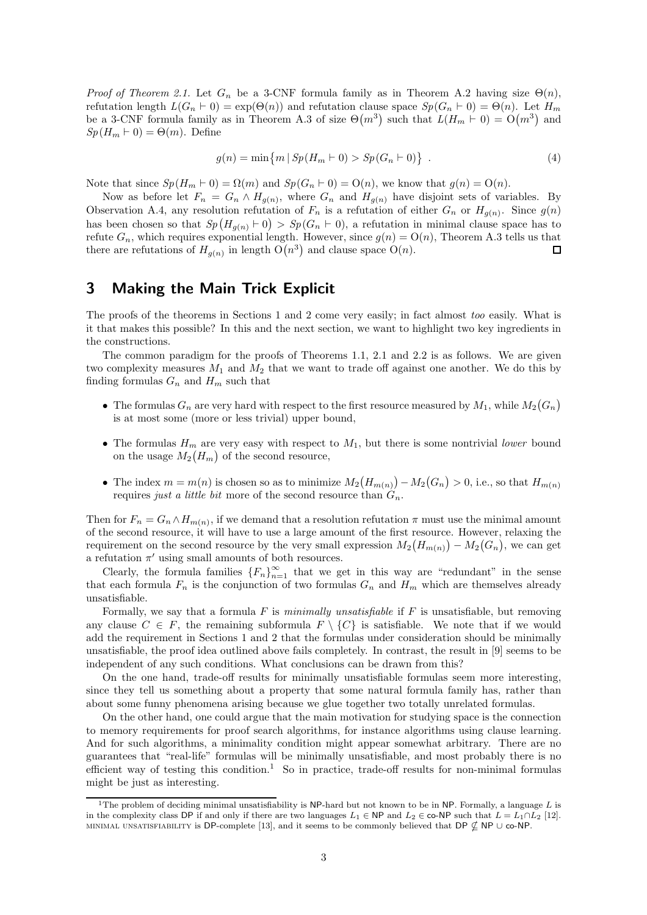*Proof of Theorem 2.1.* Let $G_n$ be a 3-CNF formula family as in Theorem A.2 having size $\Theta(n)$, refutation length $L(G_n \vdash 0) = \exp(\Theta(n))$ and refutation clause space $Sp(G_n \vdash 0) = \Theta(n)$. Let $H_m$ be a 3-CNF formula family as in Theorem A.3 of size $\Theta(m^3)$ such that $L(H_m \vdash 0) = \mathrm{O}(m^3)$ and $Sp(H_m \vdash 0) = \Theta(m)$. Define

$$g(n) = \min\{m \mid Sp(H_m \vdash 0) > Sp(G_n \vdash 0)\} \ . \tag{4}$$

Note that since $Sp(H_m \vdash 0) = \Omega(m)$ and $Sp(G_n \vdash 0) = \mathrm{O}(n)$, we know that $g(n) = \mathrm{O}(n)$.

Now as before let $F_n = G_n \wedge H_{g(n)}$, where $G_n$ and $H_{g(n)}$ have disjoint sets of variables. By Observation A.4, any resolution refutation of $F_n$ is a refutation of either $G_n$ or $H_{g(n)}$. Since $g(n)$ has been chosen so that $Sp(H_{g(n)} \vdash 0) > Sp(G_n \vdash 0)$, a refutation in minimal clause space has to refute $G_n$, which requires exponential length. However, since $g(n) = \mathrm{O}(n)$, Theorem A.3 tells us that there are refutations of $H_{g(n)}$ in length $\mathrm{O}(n^3)$ and clause space $\mathrm{O}(n)$. ◻

## 3 Making the Main Trick Explicit

The proofs of the theorems in Sections 1 and 2 come very easily; in fact almost *too* easily. What is it that makes this possible? In this and the next section, we want to highlight two key ingredients in the constructions.

The common paradigm for the proofs of Theorems 1.1, 2.1 and 2.2 is as follows. We are given two complexity measures $M_1$ and $M_2$ that we want to trade off against one another. We do this by finding formulas $G_n$ and $H_m$ such that

- The formulas $G_n$ are very hard with respect to the first resource measured by $M_1$, while $M_2(G_n)$ is at most some (more or less trivial) upper bound,
- The formulas $H_m$ are very easy with respect to $M_1$, but there is some nontrivial *lower* bound on the usage $M_2(H_m)$ of the second resource,
- The index $m = m(n)$ is chosen so as to minimize $M_2(H_{m(n)}) - M_2(G_n) > 0$, i.e., so that $H_{m(n)}$ requires *just a little bit* more of the second resource than $G_n$.

Then for $F_n = G_n \wedge H_{m(n)}$, if we demand that a resolution refutation $\pi$ must use the minimal amount of the second resource, it will have to use a large amount of the first resource. However, relaxing the requirement on the second resource by the very small expression $M_2(H_{m(n)}) - M_2(G_n)$, we can get a refutation $\pi'$ using small amounts of both resources.

Clearly, the formula families $\{F_n\}_{n=1}^{\infty}$ that we get in this way are "redundant" in the sense that each formula $F_n$ is the conjunction of two formulas $G_n$ and $H_m$ which are themselves already unsatisfiable.

Formally, we say that a formula $F$ is *minimally unsatisfiable* if $F$ is unsatisfiable, but removing any clause $C \in F$, the remaining subformula $F \setminus \{C\}$ is satisfiable. We note that if we would add the requirement in Sections 1 and 2 that the formulas under consideration should be minimally unsatisfiable, the proof idea outlined above fails completely. In contrast, the result in [9] seems to be independent of any such conditions. What conclusions can be drawn from this?

On the one hand, trade-off results for minimally unsatisfiable formulas seem more interesting, since they tell us something about a property that some natural formula family has, rather than about some funny phenomena arising because we glue together two totally unrelated formulas.

On the other hand, one could argue that the main motivation for studying space is the connection to memory requirements for proof search algorithms, for instance algorithms using clause learning. And for such algorithms, a minimality condition might appear somewhat arbitrary. There are no guarantees that "real-life" formulas will be minimally unsatisfiable, and most probably there is no efficient way of testing this condition.[1] So in practice, trade-off results for non-minimal formulas might be just as interesting.

[1] The problem of deciding minimal unsatisfiability is NP-hard but not known to be in NP. Formally, a language $L$ is in the complexity class DP if and only if there are two languages $L_1 \in$ NP and $L_2 \in$ co-NP such that $L = L_1 \cap L_2$ [12]. MINIMAL UNSATISFIABILITY is DP-complete [13], and it seems to be commonly believed that DP $\nsubseteq$ NP $\cup$ co-NP.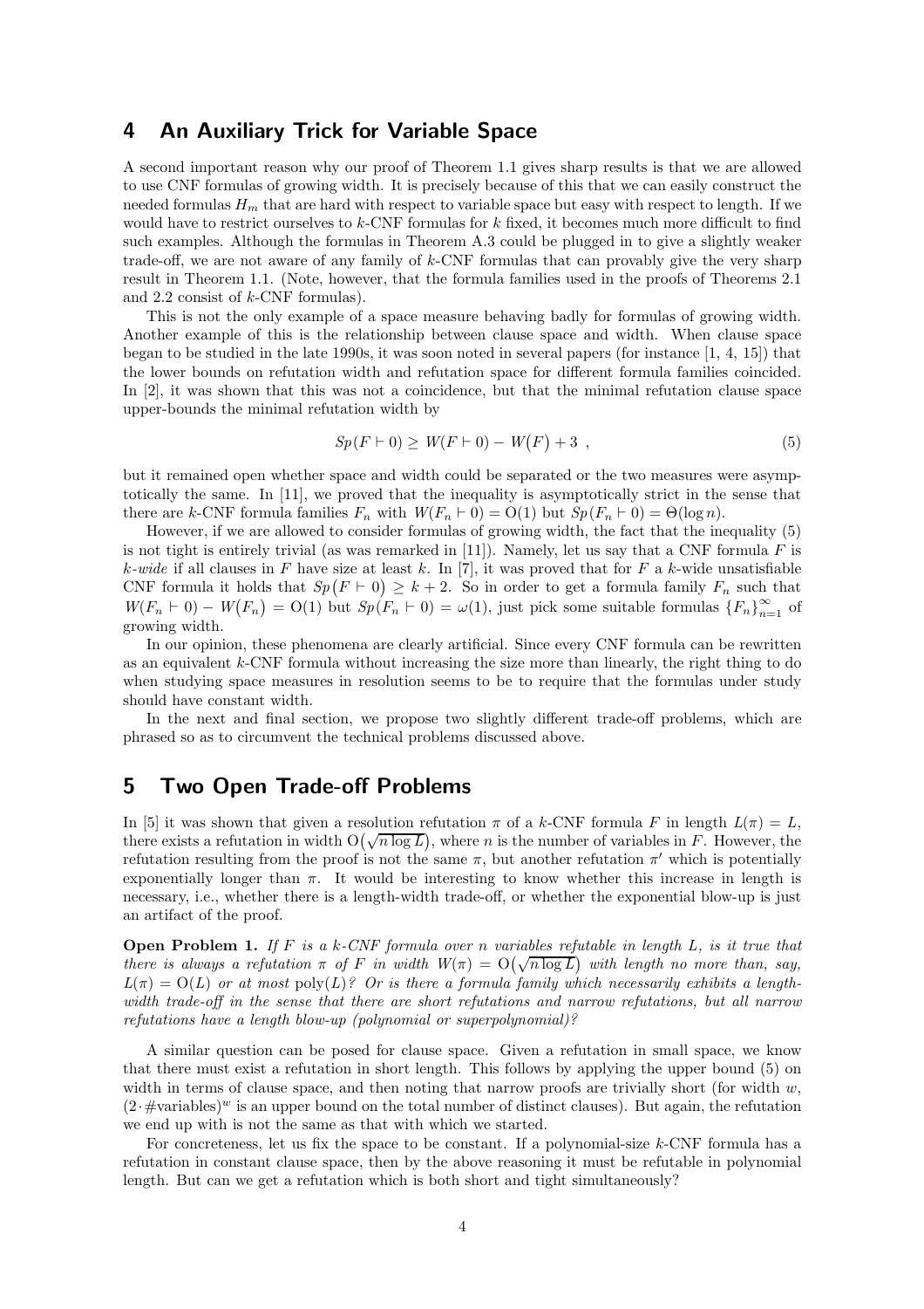## 4 An Auxiliary Trick for Variable Space

A second important reason why our proof of Theorem 1.1 gives sharp results is that we are allowed to use CNF formulas of growing width. It is precisely because of this that we can easily construct the needed formulas $H_m$ that are hard with respect to variable space but easy with respect to length. If we would have to restrict ourselves to $k$-CNF formulas for $k$ fixed, it becomes much more difficult to find such examples. Although the formulas in Theorem A.3 could be plugged in to give a slightly weaker trade-off, we are not aware of any family of $k$-CNF formulas that can provably give the very sharp result in Theorem 1.1. (Note, however, that the formula families used in the proofs of Theorems 2.1 and 2.2 consist of $k$-CNF formulas).

This is not the only example of a space measure behaving badly for formulas of growing width. Another example of this is the relationship between clause space and width. When clause space began to be studied in the late 1990s, it was soon noted in several papers (for instance [1, 4, 15]) that the lower bounds on refutation width and refutation space for different formula families coincided. In [2], it was shown that this was not a coincidence, but that the minimal refutation clause space upper-bounds the minimal refutation width by

$$Sp(F \vdash 0) \geq W(F \vdash 0) - W(F) + 3 \ , \tag{5}$$

but it remained open whether space and width could be separated or the two measures were asymptotically the same. In [11], we proved that the inequality is asymptotically strict in the sense that there are $k$-CNF formula families $F_n$ with $W(F_n \vdash 0) = \mathrm{O}(1)$ but $Sp(F_n \vdash 0) = \Theta(\log n)$.

However, if we are allowed to consider formulas of growing width, the fact that the inequality (5) is not tight is entirely trivial (as was remarked in [11]). Namely, let us say that a CNF formula $F$ is *$k$-wide* if all clauses in $F$ have size at least $k$. In [7], it was proved that for $F$ a $k$-wide unsatisfiable CNF formula it holds that $Sp(F \vdash 0) \geq k + 2$. So in order to get a formula family $F_n$ such that $W(F_n \vdash 0) - W(F_n) = \mathrm{O}(1)$ but $Sp(F_n \vdash 0) = \omega(1)$, just pick some suitable formulas $\{F_n\}_{n=1}^{\infty}$ of growing width.

In our opinion, these phenomena are clearly artificial. Since every CNF formula can be rewritten as an equivalent $k$-CNF formula without increasing the size more than linearly, the right thing to do when studying space measures in resolution seems to be to require that the formulas under study should have constant width.

In the next and final section, we propose two slightly different trade-off problems, which are phrased so as to circumvent the technical problems discussed above.

## 5 Two Open Trade-off Problems

In [5] it was shown that given a resolution refutation $\pi$ of a $k$-CNF formula $F$ in length $L(\pi) = L$, there exists a refutation in width $\mathrm{O}(\sqrt{n \log L})$, where $n$ is the number of variables in $F$. However, the refutation resulting from the proof is not the same $\pi$, but another refutation $\pi'$ which is potentially exponentially longer than $\pi$. It would be interesting to know whether this increase in length is necessary, i.e., whether there is a length-width trade-off, or whether the exponential blow-up is just an artifact of the proof.

**Open Problem 1.** *If $F$ is a $k$-CNF formula over $n$ variables refutable in length $L$, is it true that there is always a refutation $\pi$ of $F$ in width $W(\pi) = \mathrm{O}(\sqrt{n \log L})$ with length no more than, say, $L(\pi) = \mathrm{O}(L)$ or at most $\mathrm{poly}(L)$? Or is there a formula family which necessarily exhibits a length-width trade-off in the sense that there are short refutations and narrow refutations, but all narrow refutations have a length blow-up (polynomial or superpolynomial)?*

A similar question can be posed for clause space. Given a refutation in small space, we know that there must exist a refutation in short length. This follows by applying the upper bound (5) on width in terms of clause space, and then noting that narrow proofs are trivially short (for width $w$, $(2 \cdot \#\text{variables})^w$ is an upper bound on the total number of distinct clauses). But again, the refutation we end up with is not the same as that with which we started.

For concreteness, let us fix the space to be constant. If a polynomial-size $k$-CNF formula has a refutation in constant clause space, then by the above reasoning it must be refutable in polynomial length. But can we get a refutation which is both short and tight simultaneously?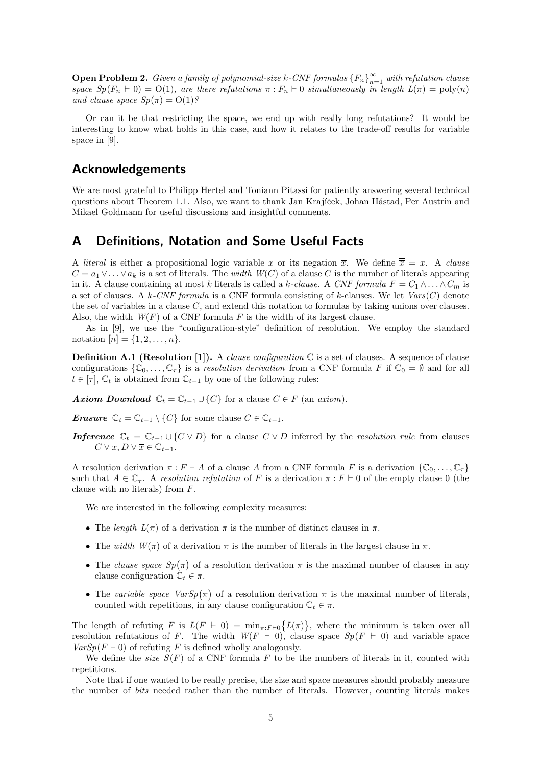**Open Problem 2.** *Given a family of polynomial-size $k$-CNF formulas $\{F_n\}_{n=1}^{\infty}$ with refutation clause space $Sp(F_n \vdash 0) = \mathrm{O}(1)$, are there refutations $\pi : F_n \vdash 0$ simultaneously in length $L(\pi) = \mathrm{poly}(n)$ and clause space $Sp(\pi) = \mathrm{O}(1)$?*

Or can it be that restricting the space, we end up with really long refutations? It would be interesting to know what holds in this case, and how it relates to the trade-off results for variable space in [9].

## Acknowledgements

We are most grateful to Philipp Hertel and Toniann Pitassi for patiently answering several technical questions about Theorem 1.1. Also, we want to thank Jan Krajíček, Johan Håstad, Per Austrin and Mikael Goldmann for useful discussions and insightful comments.

## A Definitions, Notation and Some Useful Facts

A *literal* is either a propositional logic variable $x$ or its negation $\overline{x}$. We define $\overline{\overline{x}} = x$. A *clause* $C = a_1 \vee \ldots \vee a_k$ is a set of literals. The *width* $W(C)$ of a clause $C$ is the number of literals appearing in it. A clause containing at most $k$ literals is called a *$k$-clause*. A *CNF formula* $F = C_1 \wedge \ldots \wedge C_m$ is a set of clauses. A *$k$-CNF formula* is a CNF formula consisting of $k$-clauses. We let *Vars*$(C)$ denote the set of variables in a clause $C$, and extend this notation to formulas by taking unions over clauses. Also, the width $W(F)$ of a CNF formula $F$ is the width of its largest clause.

As in [9], we use the "configuration-style" definition of resolution. We employ the standard notation $[n] = \{1, 2, \ldots, n\}$.

**Definition A.1 (Resolution [1]).** A *clause configuration* $\mathbb{C}$ is a set of clauses. A sequence of clause configurations $\{\mathbb{C}_0, \ldots, \mathbb{C}_\tau\}$ is a *resolution derivation* from a CNF formula $F$ if $\mathbb{C}_0 = \emptyset$ and for all $t \in [\tau]$, $\mathbb{C}_t$ is obtained from $\mathbb{C}_{t-1}$ by one of the following rules:

***Axiom Download*** $\mathbb{C}_t = \mathbb{C}_{t-1} \cup \{C\}$ for a clause $C \in F$ (an *axiom*).

***Erasure*** $\mathbb{C}_t = \mathbb{C}_{t-1} \setminus \{C\}$ for some clause $C \in \mathbb{C}_{t-1}$.

***Inference*** $\mathbb{C}_t = \mathbb{C}_{t-1} \cup \{C \vee D\}$ for a clause $C \vee D$ inferred by the *resolution rule* from clauses $C \vee x, D \vee \overline{x} \in \mathbb{C}_{t-1}$.

A resolution derivation $\pi : F \vdash A$ of a clause $A$ from a CNF formula $F$ is a derivation $\{\mathbb{C}_0, \ldots, \mathbb{C}_\tau\}$ such that $A \in \mathbb{C}_\tau$. A *resolution refutation* of $F$ is a derivation $\pi : F \vdash 0$ of the empty clause 0 (the clause with no literals) from $F$.

We are interested in the following complexity measures:

- The *length* $L(\pi)$ of a derivation $\pi$ is the number of distinct clauses in $\pi$.
- The *width* $W(\pi)$ of a derivation $\pi$ is the number of literals in the largest clause in $\pi$.
- The *clause space* $Sp(\pi)$ of a resolution derivation $\pi$ is the maximal number of clauses in any clause configuration $\mathbb{C}_t \in \pi$.
- The *variable space* $VarSp(\pi)$ of a resolution derivation $\pi$ is the maximal number of literals, counted with repetitions, in any clause configuration $\mathbb{C}_t \in \pi$.

The length of refuting $F$ is $L(F \vdash 0) = \min_{\pi : F \vdash 0}\{L(\pi)\}$, where the minimum is taken over all resolution refutations of $F$. The width $W(F \vdash 0)$, clause space $Sp(F \vdash 0)$ and variable space $VarSp(F \vdash 0)$ of refuting $F$ is defined wholly analogously.

We define the *size* $S(F)$ of a CNF formula $F$ to be the numbers of literals in it, counted with repetitions.

Note that if one wanted to be really precise, the size and space measures should probably measure the number of *bits* needed rather than the number of literals. However, counting literals makes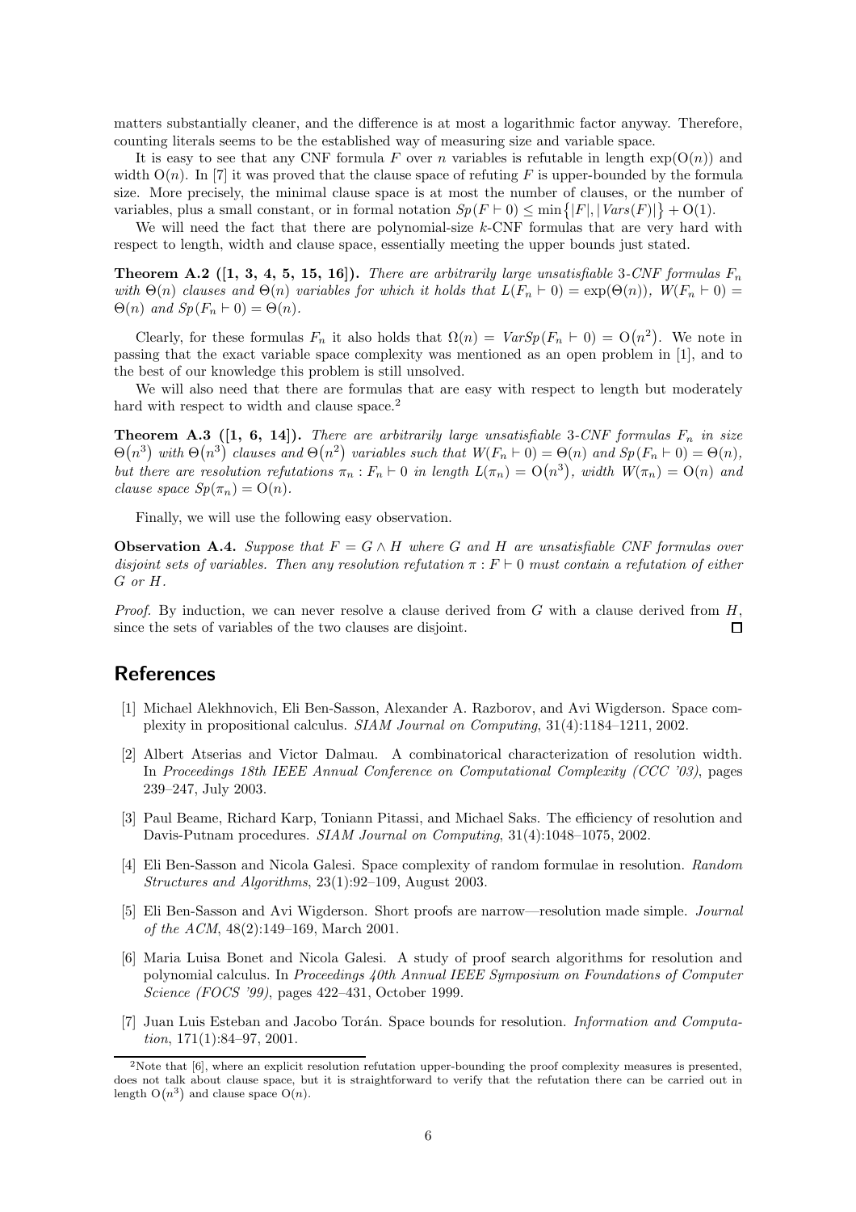matters substantially cleaner, and the difference is at most a logarithmic factor anyway. Therefore, counting literals seems to be the established way of measuring size and variable space.

It is easy to see that any CNF formula $F$ over $n$ variables is refutable in length $\exp(\mathrm{O}(n))$ and width $\mathrm{O}(n)$. In [7] it was proved that the clause space of refuting $F$ is upper-bounded by the formula size. More precisely, the minimal clause space is at most the number of clauses, or the number of variables, plus a small constant, or in formal notation $Sp(F \vdash 0) \leq \min\{|F|, |Vars(F)|\} + \mathrm{O}(1)$.

We will need the fact that there are polynomial-size $k$-CNF formulas that are very hard with respect to length, width and clause space, essentially meeting the upper bounds just stated.

**Theorem A.2 ([1, 3, 4, 5, 15, 16]).** *There are arbitrarily large unsatisfiable 3-CNF formulas $F_n$ with $\Theta(n)$ clauses and $\Theta(n)$ variables for which it holds that $L(F_n \vdash 0) = \exp(\Theta(n))$, $W(F_n \vdash 0) = \Theta(n)$ and $Sp(F_n \vdash 0) = \Theta(n)$.*

Clearly, for these formulas $F_n$ it also holds that $\Omega(n) = VarSp(F_n \vdash 0) = \mathrm{O}(n^2)$. We note in passing that the exact variable space complexity was mentioned as an open problem in [1], and to the best of our knowledge this problem is still unsolved.

We will also need that there are formulas that are easy with respect to length but moderately hard with respect to width and clause space.[2]

**Theorem A.3 ([1, 6, 14]).** *There are arbitrarily large unsatisfiable 3-CNF formulas $F_n$ in size $\Theta(n^3)$ with $\Theta(n^3)$ clauses and $\Theta(n^2)$ variables such that $W(F_n \vdash 0) = \Theta(n)$ and $Sp(F_n \vdash 0) = \Theta(n)$, but there are resolution refutations $\pi_n : F_n \vdash 0$ in length $L(\pi_n) = \mathrm{O}(n^3)$, width $W(\pi_n) = \mathrm{O}(n)$ and clause space $Sp(\pi_n) = \mathrm{O}(n)$.*

Finally, we will use the following easy observation.

**Observation A.4.** *Suppose that $F = G \wedge H$ where $G$ and $H$ are unsatisfiable CNF formulas over disjoint sets of variables. Then any resolution refutation $\pi : F \vdash 0$ must contain a refutation of either $G$ or $H$.*

*Proof.* By induction, we can never resolve a clause derived from $G$ with a clause derived from $H$, since the sets of variables of the two clauses are disjoint. □

## References

[1] Michael Alekhnovich, Eli Ben-Sasson, Alexander A. Razborov, and Avi Wigderson. Space complexity in propositional calculus. *SIAM Journal on Computing*, 31(4):1184–1211, 2002.

[2] Albert Atserias and Victor Dalmau. A combinatorical characterization of resolution width. In *Proceedings 18th IEEE Annual Conference on Computational Complexity (CCC '03)*, pages 239–247, July 2003.

[3] Paul Beame, Richard Karp, Toniann Pitassi, and Michael Saks. The efficiency of resolution and Davis-Putnam procedures. *SIAM Journal on Computing*, 31(4):1048–1075, 2002.

[4] Eli Ben-Sasson and Nicola Galesi. Space complexity of random formulae in resolution. *Random Structures and Algorithms*, 23(1):92–109, August 2003.

[5] Eli Ben-Sasson and Avi Wigderson. Short proofs are narrow—resolution made simple. *Journal of the ACM*, 48(2):149–169, March 2001.

[6] Maria Luisa Bonet and Nicola Galesi. A study of proof search algorithms for resolution and polynomial calculus. In *Proceedings 40th Annual IEEE Symposium on Foundations of Computer Science (FOCS '99)*, pages 422–431, October 1999.

[7] Juan Luis Esteban and Jacobo Torán. Space bounds for resolution. *Information and Computation*, 171(1):84–97, 2001.

[2] Note that [6], where an explicit resolution refutation upper-bounding the proof complexity measures is presented, does not talk about clause space, but it is straightforward to verify that the refutation there can be carried out in length $\mathrm{O}(n^3)$ and clause space $\mathrm{O}(n)$.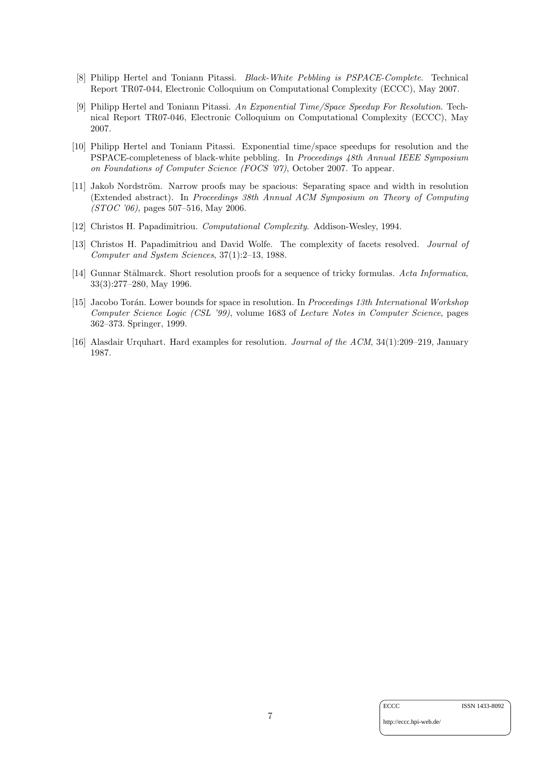[8] Philipp Hertel and Toniann Pitassi. *Black-White Pebbling is PSPACE-Complete*. Technical Report TR07-044, Electronic Colloquium on Computational Complexity (ECCC), May 2007.

[9] Philipp Hertel and Toniann Pitassi. *An Exponential Time/Space Speedup For Resolution*. Technical Report TR07-046, Electronic Colloquium on Computational Complexity (ECCC), May 2007.

[10] Philipp Hertel and Toniann Pitassi. Exponential time/space speedups for resolution and the PSPACE-completeness of black-white pebbling. In *Proceedings 48th Annual IEEE Symposium on Foundations of Computer Science (FOCS '07)*, October 2007. To appear.

[11] Jakob Nordström. Narrow proofs may be spacious: Separating space and width in resolution (Extended abstract). In *Proceedings 38th Annual ACM Symposium on Theory of Computing (STOC '06)*, pages 507–516, May 2006.

[12] Christos H. Papadimitriou. *Computational Complexity*. Addison-Wesley, 1994.

[13] Christos H. Papadimitriou and David Wolfe. The complexity of facets resolved. *Journal of Computer and System Sciences*, 37(1):2–13, 1988.

[14] Gunnar Stålmarck. Short resolution proofs for a sequence of tricky formulas. *Acta Informatica*, 33(3):277–280, May 1996.

[15] Jacobo Torán. Lower bounds for space in resolution. In *Proceedings 13th International Workshop Computer Science Logic (CSL '99)*, volume 1683 of *Lecture Notes in Computer Science*, pages 362–373. Springer, 1999.

[16] Alasdair Urquhart. Hard examples for resolution. *Journal of the ACM*, 34(1):209–219, January 1987.

ECCC ISSN 1433-8092

http://eccc.hpi-web.de/